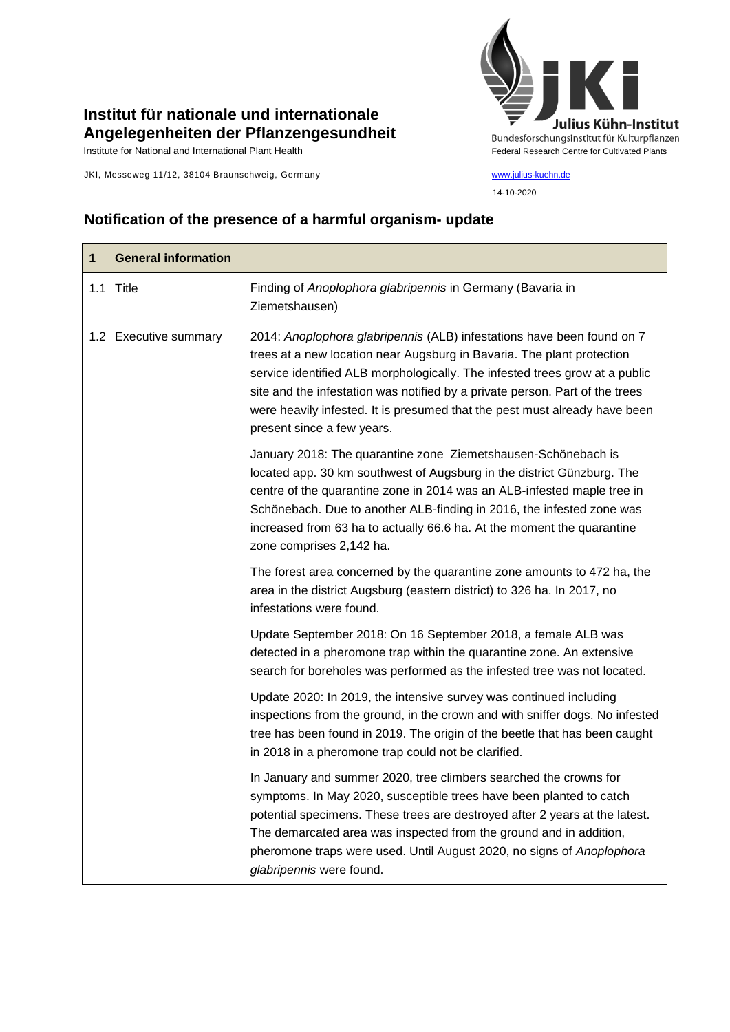# Institut für nationale und internationale Angelegenheiten der Pflanzengesundheit

Institute for National and International Plant Health

JKI, Messeweg 11/12, 38104 Braunschweig, Germany

Julius Kühn-Institut
Bundesforschungsinstitut für Kulturpflanzen
Federal Research Centre for Cultivated Plants

www.julius-kuehn.de

14-10-2020

## Notification of the presence of a harmful organism- update

| **1 General information** | |
|---|---|
| 1.1 Title | Finding of *Anoplophora glabripennis* in Germany (Bavaria in Ziemetshausen) |
| 1.2 Executive summary | 2014: *Anoplophora glabripennis* (ALB) infestations have been found on 7 trees at a new location near Augsburg in Bavaria. The plant protection service identified ALB morphologically. The infested trees grow at a public site and the infestation was notified by a private person. Part of the trees were heavily infested. It is presumed that the pest must already have been present since a few years.<br><br>January 2018: The quarantine zone Ziemetshausen-Schönebach is located app. 30 km southwest of Augsburg in the district Günzburg. The centre of the quarantine zone in 2014 was an ALB-infested maple tree in Schönebach. Due to another ALB-finding in 2016, the infested zone was increased from 63 ha to actually 66.6 ha. At the moment the quarantine zone comprises 2,142 ha.<br><br>The forest area concerned by the quarantine zone amounts to 472 ha, the area in the district Augsburg (eastern district) to 326 ha. In 2017, no infestations were found.<br><br>Update September 2018: On 16 September 2018, a female ALB was detected in a pheromone trap within the quarantine zone. An extensive search for boreholes was performed as the infested tree was not located.<br><br>Update 2020: In 2019, the intensive survey was continued including inspections from the ground, in the crown and with sniffer dogs. No infested tree has been found in 2019. The origin of the beetle that has been caught in 2018 in a pheromone trap could not be clarified.<br><br>In January and summer 2020, tree climbers searched the crowns for symptoms. In May 2020, susceptible trees have been planted to catch potential specimens. These trees are destroyed after 2 years at the latest. The demarcated area was inspected from the ground and in addition, pheromone traps were used. Until August 2020, no signs of *Anoplophora glabripennis* were found. |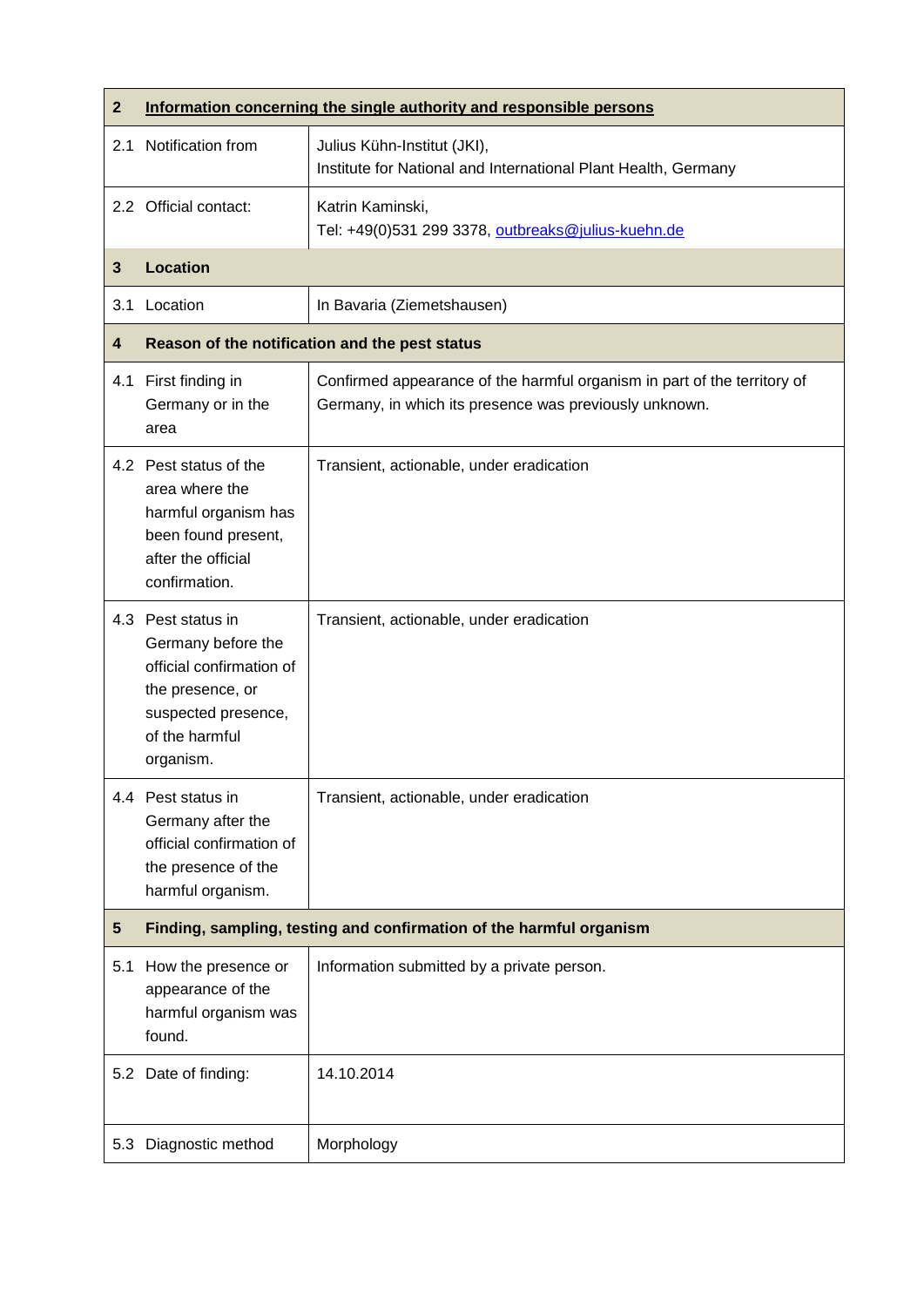| 2 | <u>**Information concerning the single authority and responsible persons**</u> | |
|---|---|---|
| 2.1 | Notification from | Julius Kühn-Institut (JKI),<br>Institute for National and International Plant Health, Germany |
| 2.2 | Official contact: | Katrin Kaminski,<br>Tel: +49(0)531 299 3378, outbreaks@julius-kuehn.de |
| **3** | **Location** | |
| 3.1 | Location | In Bavaria (Ziemetshausen) |
| **4** | **Reason of the notification and the pest status** | |
| 4.1 | First finding in Germany or in the area | Confirmed appearance of the harmful organism in part of the territory of Germany, in which its presence was previously unknown. |
| 4.2 | Pest status of the area where the harmful organism has been found present, after the official confirmation. | Transient, actionable, under eradication |
| 4.3 | Pest status in Germany before the official confirmation of the presence, or suspected presence, of the harmful organism. | Transient, actionable, under eradication |
| 4.4 | Pest status in Germany after the official confirmation of the presence of the harmful organism. | Transient, actionable, under eradication |
| **5** | **Finding, sampling, testing and confirmation of the harmful organism** | |
| 5.1 | How the presence or appearance of the harmful organism was found. | Information submitted by a private person. |
| 5.2 | Date of finding: | 14.10.2014 |
| 5.3 | Diagnostic method | Morphology |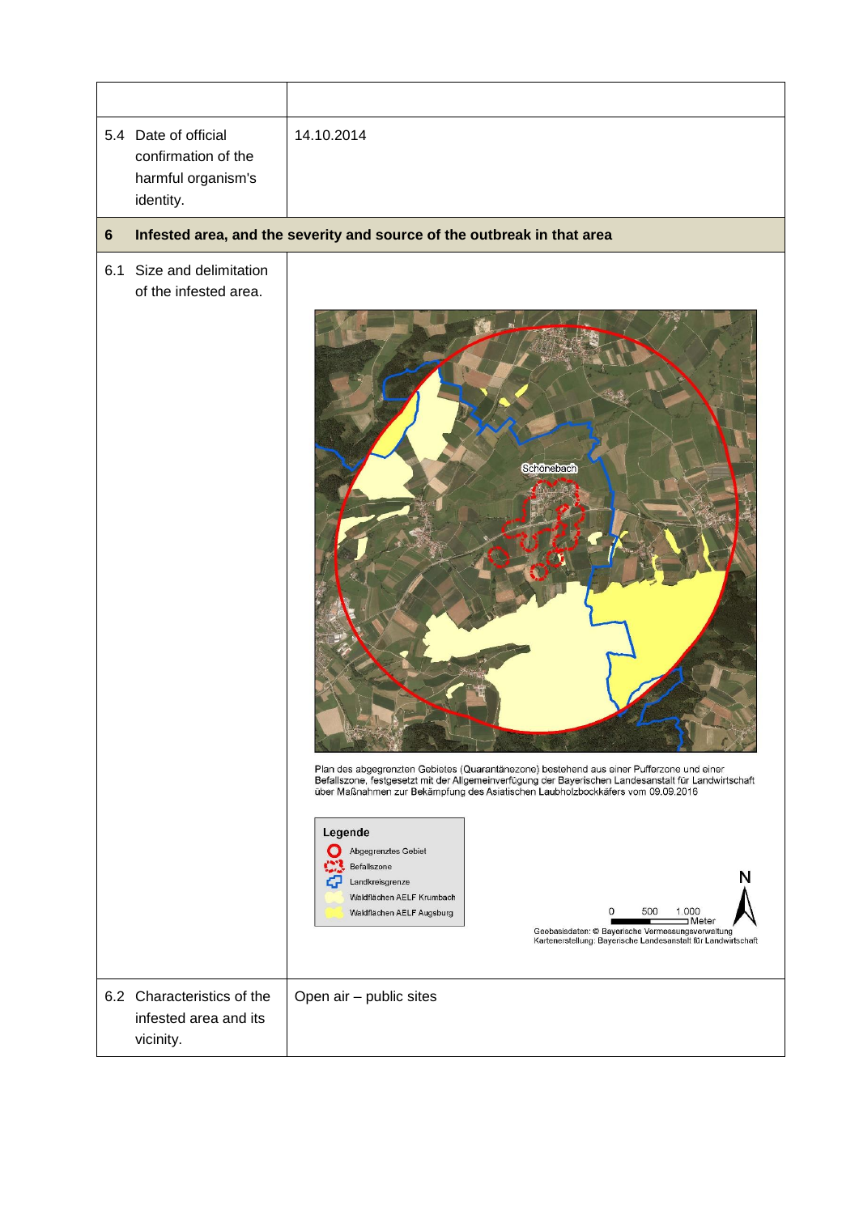| | |
|---|---|
| | |
| 5.4 Date of official confirmation of the harmful organism's identity. | 14.10.2014 |
| **6** | **Infested area, and the severity and source of the outbreak in that area** |
| 6.1 Size and delimitation of the infested area. | Plan des abgegrenzten Gebietes (Quarantänezone) bestehend aus einer Pufferzone und einer Befallszone, festgesetzt mit der Allgemeinverfügung der Bayerischen Landesanstalt für Landwirtschaft über Maßnahmen zur Bekämpfung des Asiatischen Laubholzbockkäfers vom 09.09.2016<br><br>Legende: Abgegrenztes Gebiet; Befallszone; Landkreisgrenze; Waldflächen AELF Krumbach; Waldflächen AELF Augsburg<br><br>0 500 1.000 Meter<br><br>Geobasisdaten: © Bayerische Vermessungsverwaltung<br>Kartenerstellung: Bayerische Landesanstalt für Landwirtschaft |
| 6.2 Characteristics of the infested area and its vicinity. | Open air – public sites |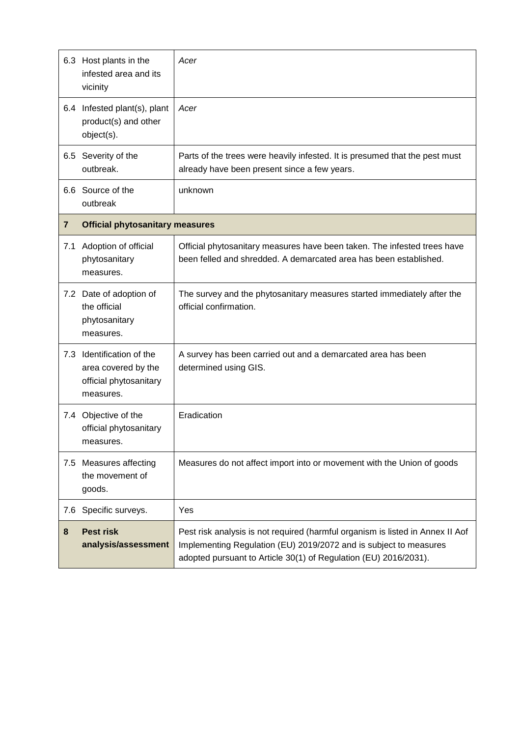| | | |
|---|---|---|
| 6.3 | Host plants in the infested area and its vicinity | *Acer* |
| 6.4 | Infested plant(s), plant product(s) and other object(s). | *Acer* |
| 6.5 | Severity of the outbreak. | Parts of the trees were heavily infested. It is presumed that the pest must already have been present since a few years. |
| 6.6 | Source of the outbreak | unknown |
| **7** | **Official phytosanitary measures** | |
| 7.1 | Adoption of official phytosanitary measures. | Official phytosanitary measures have been taken. The infested trees have been felled and shredded. A demarcated area has been established. |
| 7.2 | Date of adoption of the official phytosanitary measures. | The survey and the phytosanitary measures started immediately after the official confirmation. |
| 7.3 | Identification of the area covered by the official phytosanitary measures. | A survey has been carried out and a demarcated area has been determined using GIS. |
| 7.4 | Objective of the official phytosanitary measures. | Eradication |
| 7.5 | Measures affecting the movement of goods. | Measures do not affect import into or movement with the Union of goods |
| 7.6 | Specific surveys. | Yes |
| **8** | **Pest risk analysis/assessment** | Pest risk analysis is not required (harmful organism is listed in Annex II Aof Implementing Regulation (EU) 2019/2072 and is subject to measures adopted pursuant to Article 30(1) of Regulation (EU) 2016/2031). |